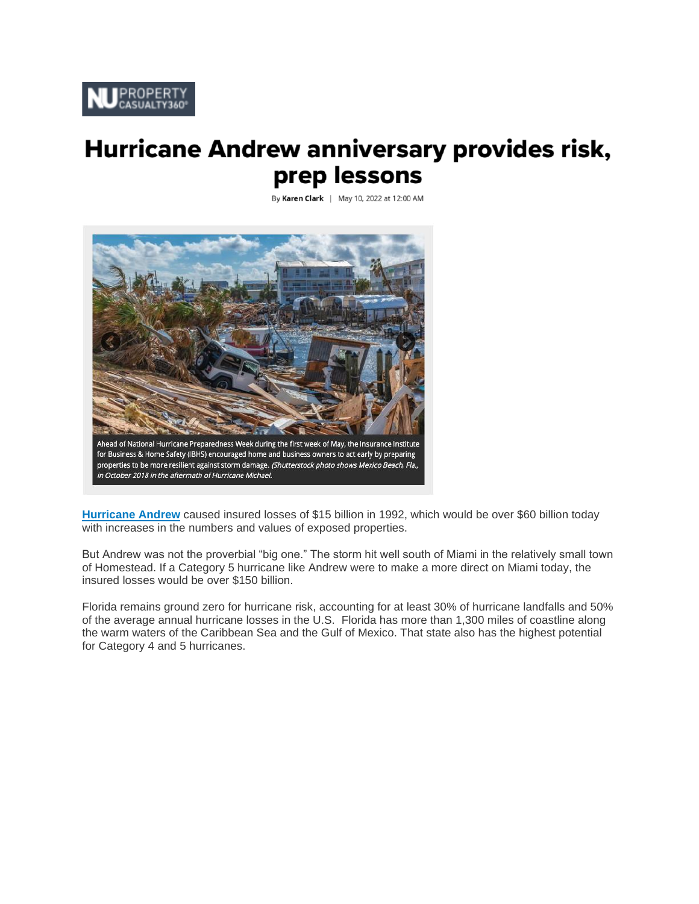NU PROPERTY CASUALTY360°

# Hurricane Andrew anniversary provides risk, prep lessons

By **Karen Clark** | May 10, 2022 at 12:00 AM

Ahead of National Hurricane Preparedness Week during the first week of May, the Insurance Institute for Business & Home Safety (IBHS) encouraged home and business owners to act early by preparing properties to be more resilient against storm damage. *(Shutterstock photo shows Mexico Beach, Fla., in October 2018 in the aftermath of Hurricane Michael.*

**Hurricane Andrew** caused insured losses of $15 billion in 1992, which would be over $60 billion today with increases in the numbers and values of exposed properties.

But Andrew was not the proverbial "big one." The storm hit well south of Miami in the relatively small town of Homestead. If a Category 5 hurricane like Andrew were to make a more direct on Miami today, the insured losses would be over $150 billion.

Florida remains ground zero for hurricane risk, accounting for at least 30% of hurricane landfalls and 50% of the average annual hurricane losses in the U.S. Florida has more than 1,300 miles of coastline along the warm waters of the Caribbean Sea and the Gulf of Mexico. That state also has the highest potential for Category 4 and 5 hurricanes.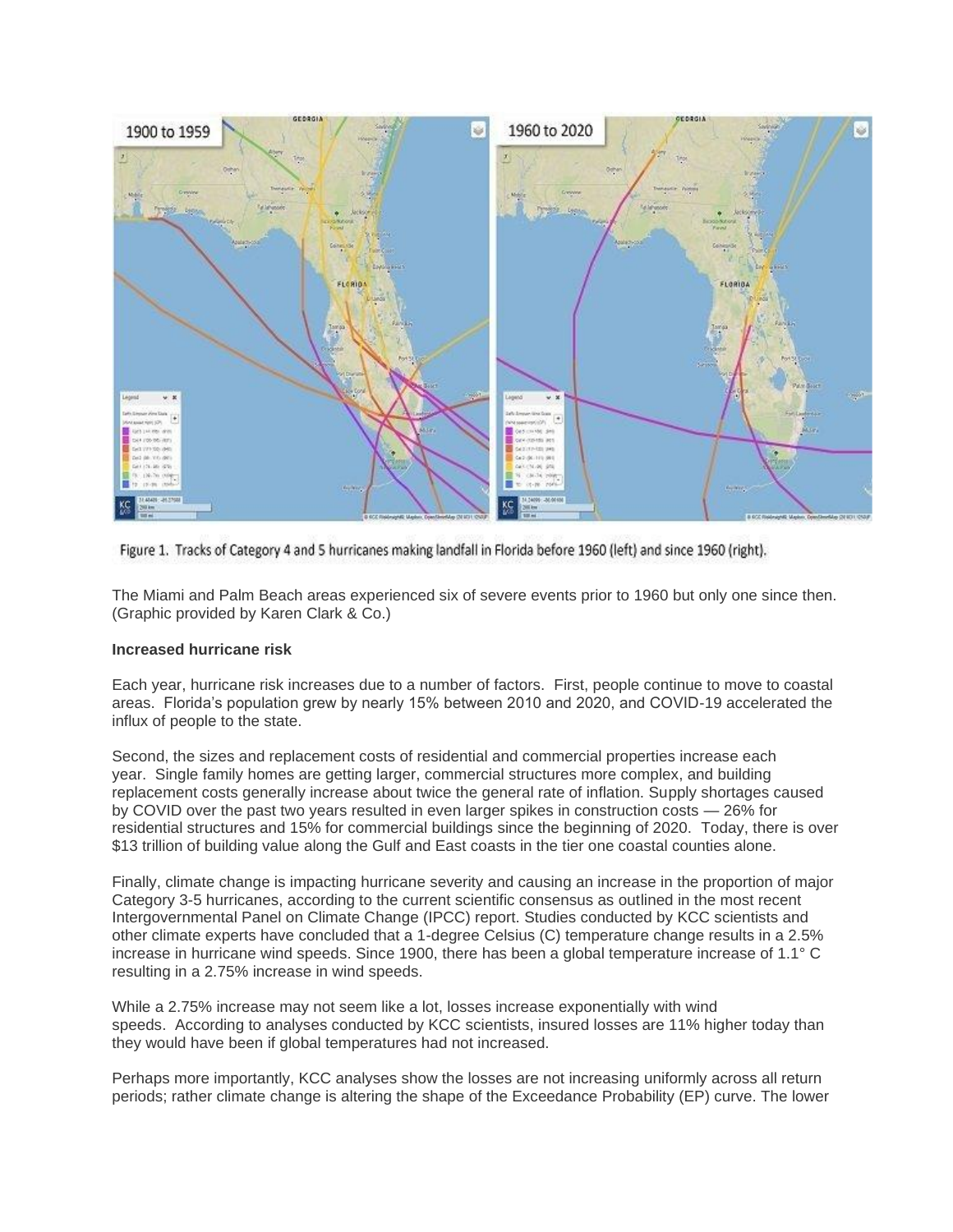Figure 1. Tracks of Category 4 and 5 hurricanes making landfall in Florida before 1960 (left) and since 1960 (right).

The Miami and Palm Beach areas experienced six of severe events prior to 1960 but only one since then. (Graphic provided by Karen Clark & Co.)

**Increased hurricane risk**

Each year, hurricane risk increases due to a number of factors. First, people continue to move to coastal areas. Florida's population grew by nearly 15% between 2010 and 2020, and COVID-19 accelerated the influx of people to the state.

Second, the sizes and replacement costs of residential and commercial properties increase each year. Single family homes are getting larger, commercial structures more complex, and building replacement costs generally increase about twice the general rate of inflation. Supply shortages caused by COVID over the past two years resulted in even larger spikes in construction costs — 26% for residential structures and 15% for commercial buildings since the beginning of 2020. Today, there is over $13 trillion of building value along the Gulf and East coasts in the tier one coastal counties alone.

Finally, climate change is impacting hurricane severity and causing an increase in the proportion of major Category 3-5 hurricanes, according to the current scientific consensus as outlined in the most recent Intergovernmental Panel on Climate Change (IPCC) report. Studies conducted by KCC scientists and other climate experts have concluded that a 1-degree Celsius (C) temperature change results in a 2.5% increase in hurricane wind speeds. Since 1900, there has been a global temperature increase of 1.1° C resulting in a 2.75% increase in wind speeds.

While a 2.75% increase may not seem like a lot, losses increase exponentially with wind speeds. According to analyses conducted by KCC scientists, insured losses are 11% higher today than they would have been if global temperatures had not increased.

Perhaps more importantly, KCC analyses show the losses are not increasing uniformly across all return periods; rather climate change is altering the shape of the Exceedance Probability (EP) curve. The lower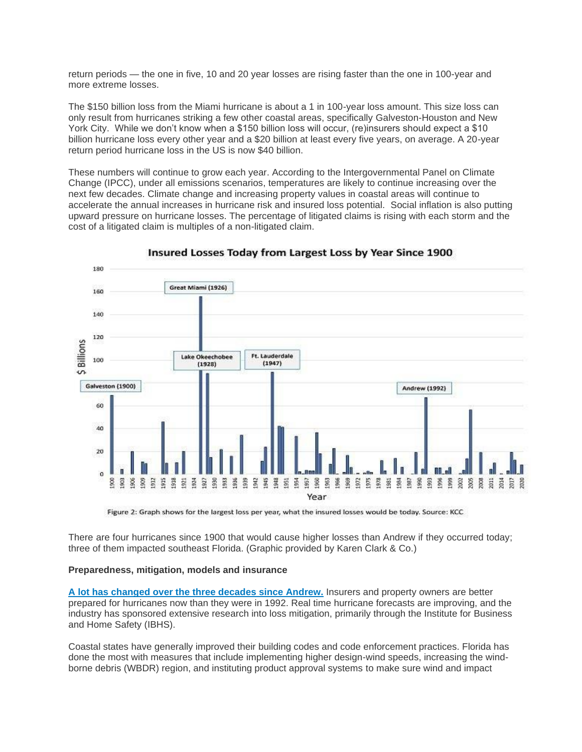return periods — the one in five, 10 and 20 year losses are rising faster than the one in 100-year and more extreme losses.

The $150 billion loss from the Miami hurricane is about a 1 in 100-year loss amount. This size loss can only result from hurricanes striking a few other coastal areas, specifically Galveston-Houston and New York City. While we don't know when a $150 billion loss will occur, (re)insurers should expect a $10 billion hurricane loss every other year and a $20 billion at least every five years, on average. A 20-year return period hurricane loss in the US is now $40 billion.

These numbers will continue to grow each year. According to the Intergovernmental Panel on Climate Change (IPCC), under all emissions scenarios, temperatures are likely to continue increasing over the next few decades. Climate change and increasing property values in coastal areas will continue to accelerate the annual increases in hurricane risk and insured loss potential. Social inflation is also putting upward pressure on hurricane losses. The percentage of litigated claims is rising with each storm and the cost of a litigated claim is multiples of a non-litigated claim.

**Insured Losses Today from Largest Loss by Year Since 1900**

Figure 2: Graph shows for the largest loss per year, what the insured losses would be today. Source: KCC

There are four hurricanes since 1900 that would cause higher losses than Andrew if they occurred today; three of them impacted southeast Florida. (Graphic provided by Karen Clark & Co.)

**Preparedness, mitigation, models and insurance**

**A lot has changed over the three decades since Andrew.** Insurers and property owners are better prepared for hurricanes now than they were in 1992. Real time hurricane forecasts are improving, and the industry has sponsored extensive research into loss mitigation, primarily through the Institute for Business and Home Safety (IBHS).

Coastal states have generally improved their building codes and code enforcement practices. Florida has done the most with measures that include implementing higher design-wind speeds, increasing the wind-borne debris (WBDR) region, and instituting product approval systems to make sure wind and impact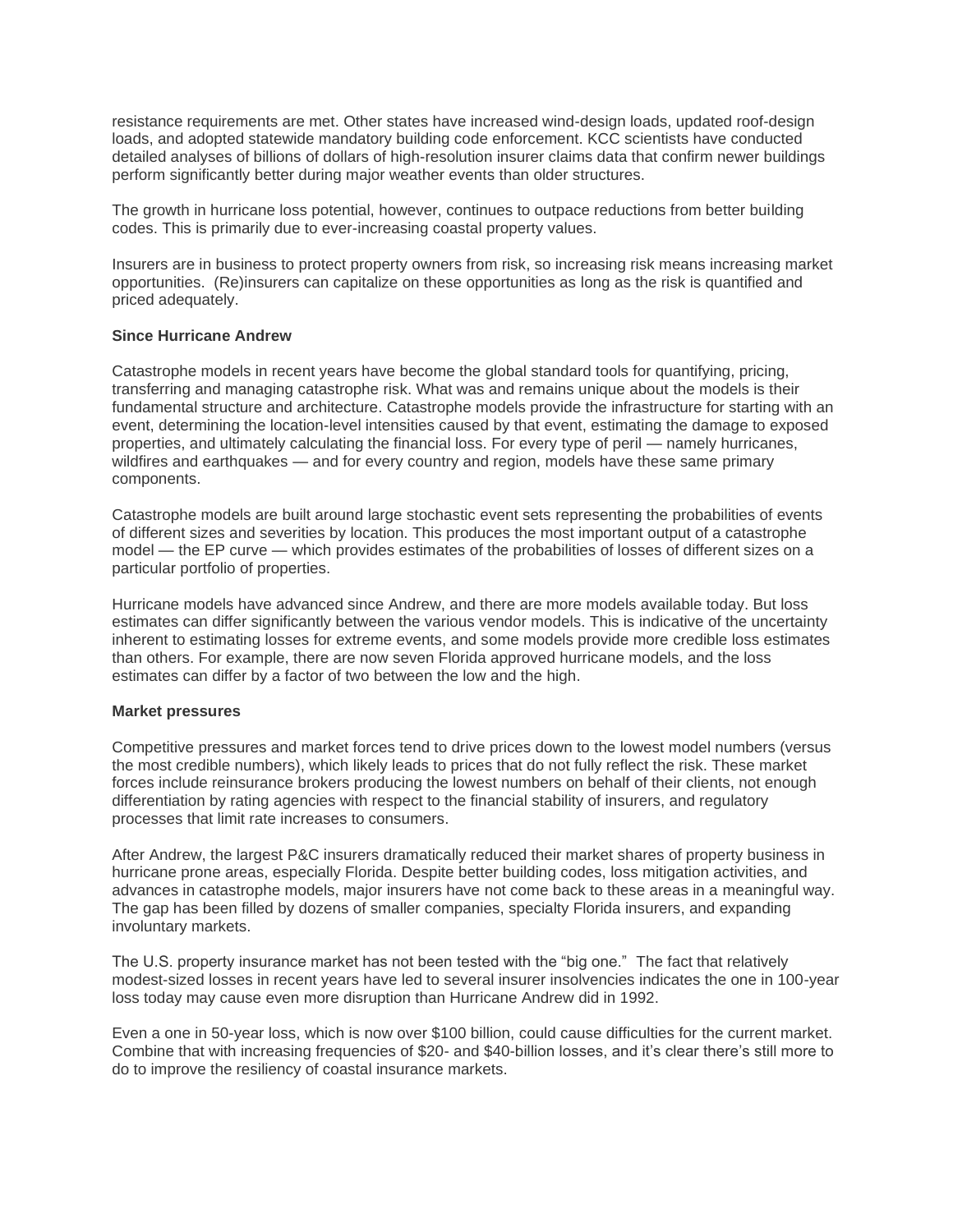resistance requirements are met. Other states have increased wind-design loads, updated roof-design loads, and adopted statewide mandatory building code enforcement. KCC scientists have conducted detailed analyses of billions of dollars of high-resolution insurer claims data that confirm newer buildings perform significantly better during major weather events than older structures.

The growth in hurricane loss potential, however, continues to outpace reductions from better building codes. This is primarily due to ever-increasing coastal property values.

Insurers are in business to protect property owners from risk, so increasing risk means increasing market opportunities. (Re)insurers can capitalize on these opportunities as long as the risk is quantified and priced adequately.

**Since Hurricane Andrew**

Catastrophe models in recent years have become the global standard tools for quantifying, pricing, transferring and managing catastrophe risk. What was and remains unique about the models is their fundamental structure and architecture. Catastrophe models provide the infrastructure for starting with an event, determining the location-level intensities caused by that event, estimating the damage to exposed properties, and ultimately calculating the financial loss. For every type of peril — namely hurricanes, wildfires and earthquakes — and for every country and region, models have these same primary components.

Catastrophe models are built around large stochastic event sets representing the probabilities of events of different sizes and severities by location. This produces the most important output of a catastrophe model — the EP curve — which provides estimates of the probabilities of losses of different sizes on a particular portfolio of properties.

Hurricane models have advanced since Andrew, and there are more models available today. But loss estimates can differ significantly between the various vendor models. This is indicative of the uncertainty inherent to estimating losses for extreme events, and some models provide more credible loss estimates than others. For example, there are now seven Florida approved hurricane models, and the loss estimates can differ by a factor of two between the low and the high.

**Market pressures**

Competitive pressures and market forces tend to drive prices down to the lowest model numbers (versus the most credible numbers), which likely leads to prices that do not fully reflect the risk. These market forces include reinsurance brokers producing the lowest numbers on behalf of their clients, not enough differentiation by rating agencies with respect to the financial stability of insurers, and regulatory processes that limit rate increases to consumers.

After Andrew, the largest P&C insurers dramatically reduced their market shares of property business in hurricane prone areas, especially Florida. Despite better building codes, loss mitigation activities, and advances in catastrophe models, major insurers have not come back to these areas in a meaningful way. The gap has been filled by dozens of smaller companies, specialty Florida insurers, and expanding involuntary markets.

The U.S. property insurance market has not been tested with the "big one." The fact that relatively modest-sized losses in recent years have led to several insurer insolvencies indicates the one in 100-year loss today may cause even more disruption than Hurricane Andrew did in 1992.

Even a one in 50-year loss, which is now over $100 billion, could cause difficulties for the current market. Combine that with increasing frequencies of $20- and $40-billion losses, and it's clear there's still more to do to improve the resiliency of coastal insurance markets.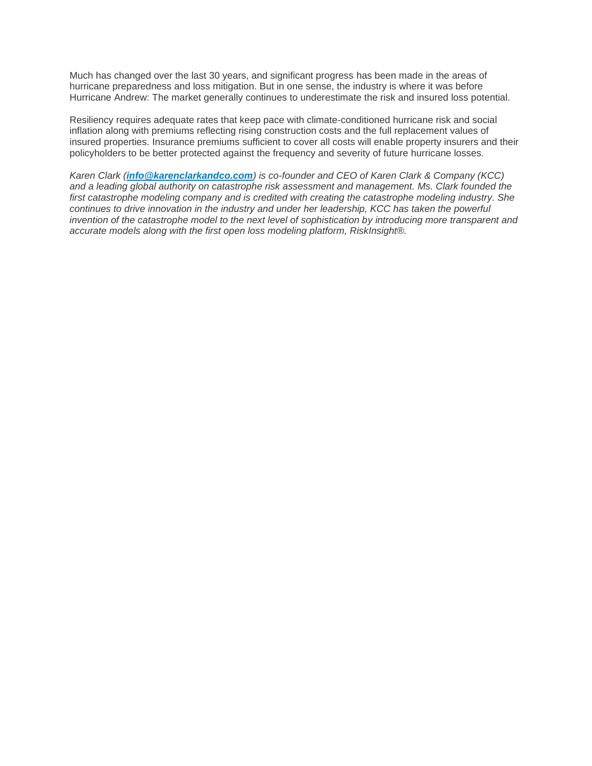Much has changed over the last 30 years, and significant progress has been made in the areas of hurricane preparedness and loss mitigation. But in one sense, the industry is where it was before Hurricane Andrew: The market generally continues to underestimate the risk and insured loss potential.

Resiliency requires adequate rates that keep pace with climate-conditioned hurricane risk and social inflation along with premiums reflecting rising construction costs and the full replacement values of insured properties. Insurance premiums sufficient to cover all costs will enable property insurers and their policyholders to be better protected against the frequency and severity of future hurricane losses.

*Karen Clark (**info@karenclarkandco.com**) is co-founder and CEO of Karen Clark & Company (KCC) and a leading global authority on catastrophe risk assessment and management. Ms. Clark founded the first catastrophe modeling company and is credited with creating the catastrophe modeling industry. She continues to drive innovation in the industry and under her leadership, KCC has taken the powerful invention of the catastrophe model to the next level of sophistication by introducing more transparent and accurate models along with the first open loss modeling platform, RiskInsight®.*